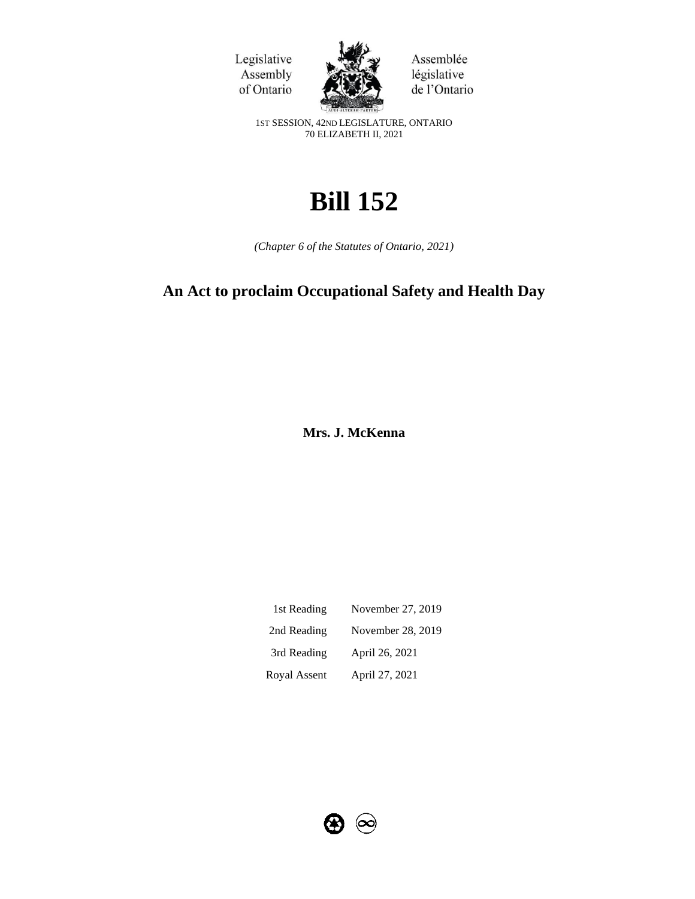Legislative Assembly of Ontario

Assemblée législative de l'Ontario

1ST SESSION, 42ND LEGISLATURE, ONTARIO
70 ELIZABETH II, 2021

# Bill 152

*(Chapter 6 of the Statutes of Ontario, 2021)*

## An Act to proclaim Occupational Safety and Health Day

**Mrs. J. McKenna**

| | |
|---|---|
| 1st Reading | November 27, 2019 |
| 2nd Reading | November 28, 2019 |
| 3rd Reading | April 26, 2021 |
| Royal Assent | April 27, 2021 |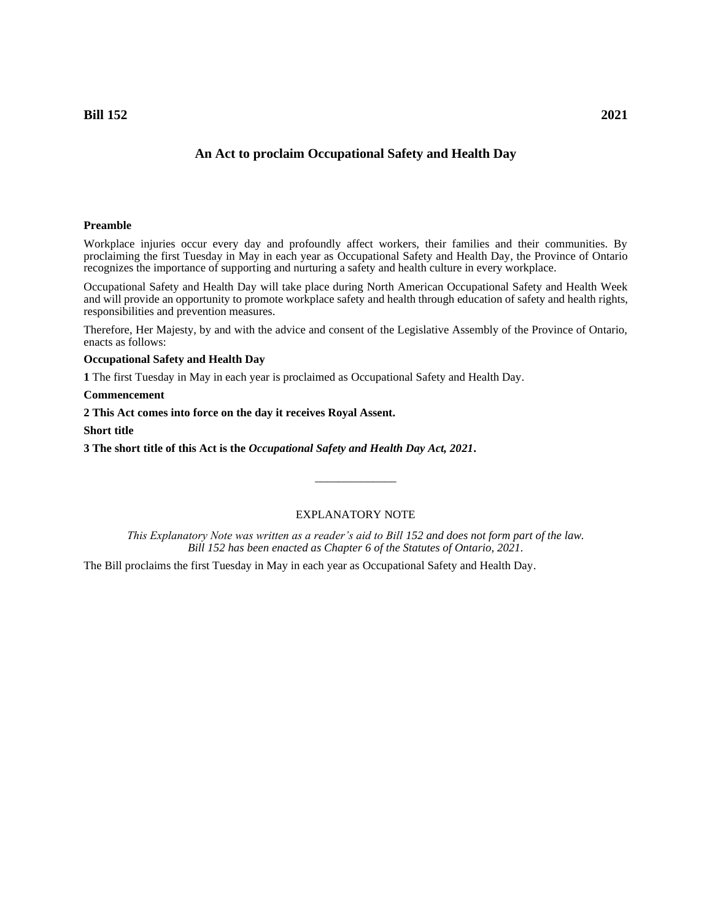**Bill 152** **2021**

## An Act to proclaim Occupational Safety and Health Day

**Preamble**

Workplace injuries occur every day and profoundly affect workers, their families and their communities. By proclaiming the first Tuesday in May in each year as Occupational Safety and Health Day, the Province of Ontario recognizes the importance of supporting and nurturing a safety and health culture in every workplace.

Occupational Safety and Health Day will take place during North American Occupational Safety and Health Week and will provide an opportunity to promote workplace safety and health through education of safety and health rights, responsibilities and prevention measures.

Therefore, Her Majesty, by and with the advice and consent of the Legislative Assembly of the Province of Ontario, enacts as follows:

**Occupational Safety and Health Day**

**1** The first Tuesday in May in each year is proclaimed as Occupational Safety and Health Day.

**Commencement**

**2 This Act comes into force on the day it receives Royal Assent.**

**Short title**

**3 The short title of this Act is the *Occupational Safety and Health Day Act, 2021*.**

---

EXPLANATORY NOTE

*This Explanatory Note was written as a reader's aid to Bill 152 and does not form part of the law. Bill 152 has been enacted as Chapter 6 of the Statutes of Ontario, 2021.*

The Bill proclaims the first Tuesday in May in each year as Occupational Safety and Health Day.